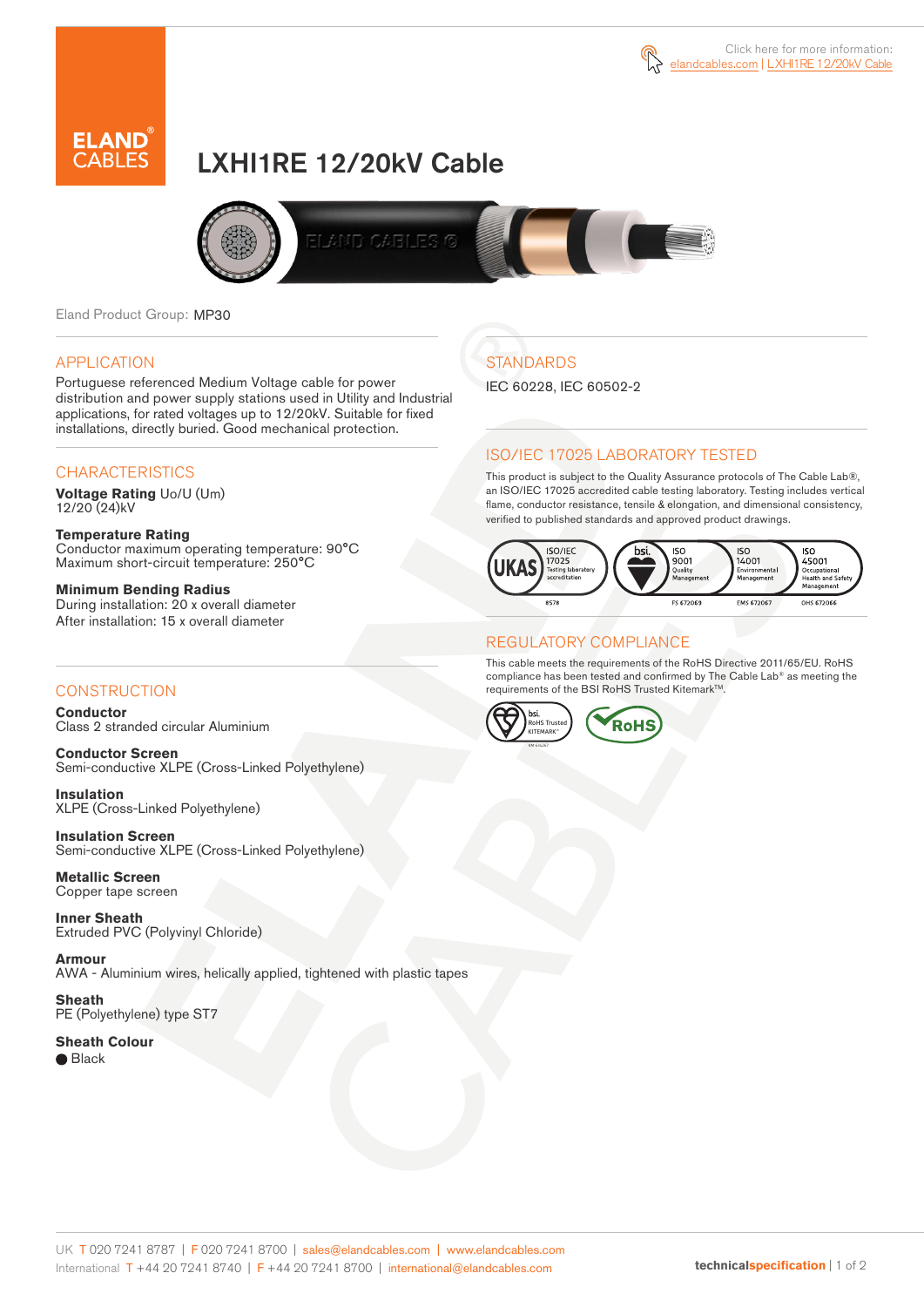Click here for more information: elandcables.com | LXHI1RE 12/20kV Cable

# LXHI1RE 12/20kV Cable

Eland Product Group: MP30

## APPLICATION

Portuguese referenced Medium Voltage cable for power distribution and power supply stations used in Utility and Industrial applications, for rated voltages up to 12/20kV. Suitable for fixed installations, directly buried. Good mechanical protection.

## CHARACTERISTICS

**Voltage Rating** Uo/U (Um)
12/20 (24)kV

**Temperature Rating**
Conductor maximum operating temperature: 90°C
Maximum short-circuit temperature: 250°C

**Minimum Bending Radius**
During installation: 20 x overall diameter
After installation: 15 x overall diameter

## CONSTRUCTION

**Conductor**
Class 2 stranded circular Aluminium

**Conductor Screen**
Semi-conductive XLPE (Cross-Linked Polyethylene)

**Insulation**
XLPE (Cross-Linked Polyethylene)

**Insulation Screen**
Semi-conductive XLPE (Cross-Linked Polyethylene)

**Metallic Screen**
Copper tape screen

**Inner Sheath**
Extruded PVC (Polyvinyl Chloride)

**Armour**
AWA - Aluminium wires, helically applied, tightened with plastic tapes

**Sheath**
PE (Polyethylene) type ST7

**Sheath Colour**
● Black

## STANDARDS

IEC 60228, IEC 60502-2

## ISO/IEC 17025 LABORATORY TESTED

This product is subject to the Quality Assurance protocols of The Cable Lab®, an ISO/IEC 17025 accredited cable testing laboratory. Testing includes vertical flame, conductor resistance, tensile & elongation, and dimensional consistency, verified to published standards and approved product drawings.

UKAS ISO/IEC 17025 Testing laboratory accreditation 8578 | bsi. ISO 9001 Quality Management FS 672069 | ISO 14001 Environmental Management EMS 672067 | ISO 45001 Occupational Health and Safety Management OHS 672066

## REGULATORY COMPLIANCE

This cable meets the requirements of the RoHS Directive 2011/65/EU. RoHS compliance has been tested and confirmed by The Cable Lab® as meeting the requirements of the BSI RoHS Trusted Kitemark™.

bsi. RoHS Trusted KITEMARK™ | RoHS

UK T 020 7241 8787 | F 020 7241 8700 | sales@elandcables.com | www.elandcables.com
International T +44 20 7241 8740 | F +44 20 7241 8700 | international@elandcables.com

technicalspecification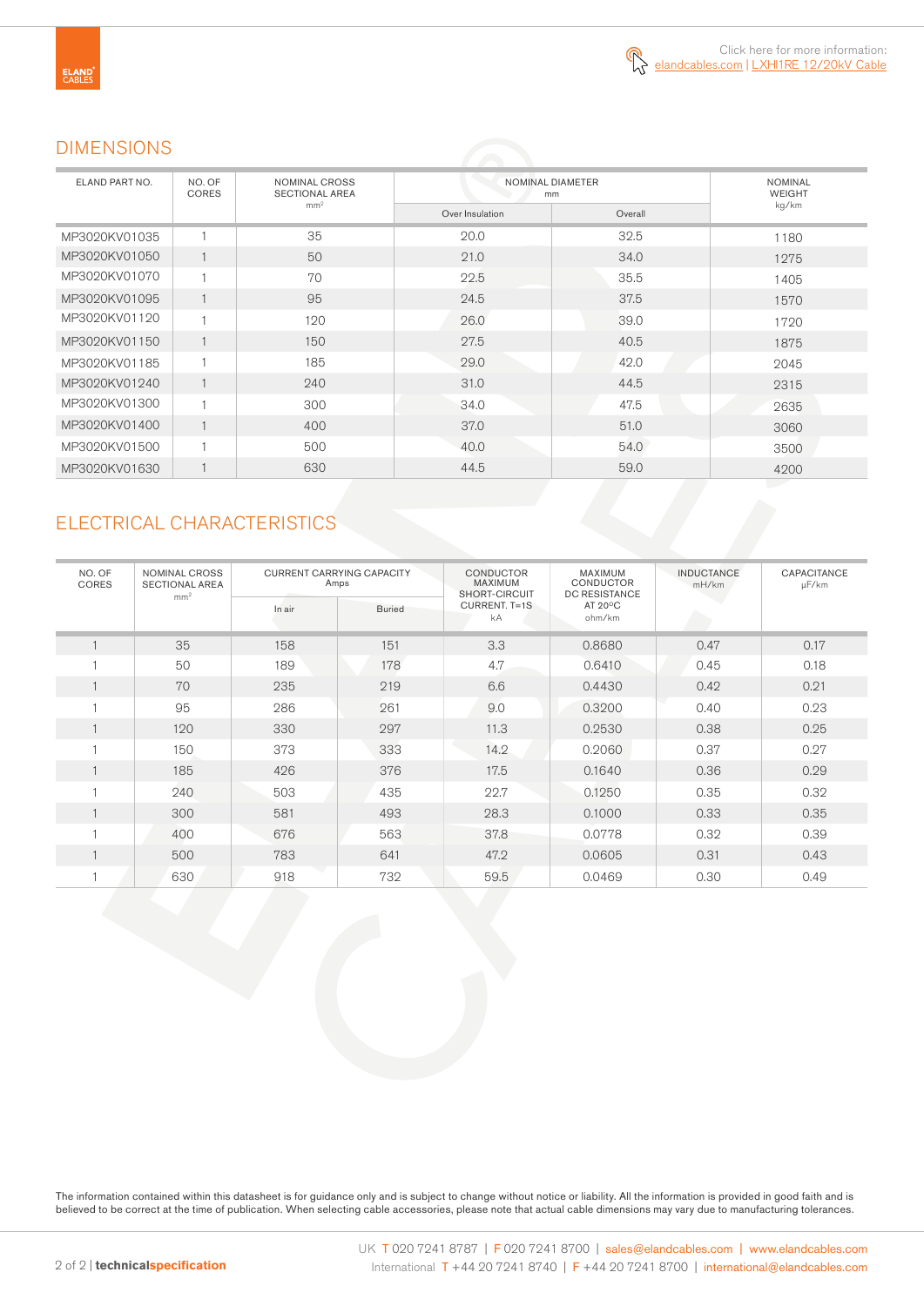Click here for more information: elandcables.com | LXHI1RE 12/20kV Cable

## DIMENSIONS

| ELAND PART NO. | NO. OF CORES | NOMINAL CROSS SECTIONAL AREA mm² | NOMINAL DIAMETER mm | | NOMINAL WEIGHT kg/km |
|---|---|---|---|---|---|
| | | | Over Insulation | Overall | |
| MP3020KV01035 | 1 | 35 | 20.0 | 32.5 | 1180 |
| MP3020KV01050 | 1 | 50 | 21.0 | 34.0 | 1275 |
| MP3020KV01070 | 1 | 70 | 22.5 | 35.5 | 1405 |
| MP3020KV01095 | 1 | 95 | 24.5 | 37.5 | 1570 |
| MP3020KV01120 | 1 | 120 | 26.0 | 39.0 | 1720 |
| MP3020KV01150 | 1 | 150 | 27.5 | 40.5 | 1875 |
| MP3020KV01185 | 1 | 185 | 29.0 | 42.0 | 2045 |
| MP3020KV01240 | 1 | 240 | 31.0 | 44.5 | 2315 |
| MP3020KV01300 | 1 | 300 | 34.0 | 47.5 | 2635 |
| MP3020KV01400 | 1 | 400 | 37.0 | 51.0 | 3060 |
| MP3020KV01500 | 1 | 500 | 40.0 | 54.0 | 3500 |
| MP3020KV01630 | 1 | 630 | 44.5 | 59.0 | 4200 |

## ELECTRICAL CHARACTERISTICS

| NO. OF CORES | NOMINAL CROSS SECTIONAL AREA mm² | CURRENT CARRYING CAPACITY Amps | | CONDUCTOR MAXIMUM SHORT-CIRCUIT CURRENT. T=1S kA | MAXIMUM CONDUCTOR DC RESISTANCE AT 20ºC ohm/km | INDUCTANCE mH/km | CAPACITANCE μF/km |
|---|---|---|---|---|---|---|---|
| | | In air | Buried | | | | |
| 1 | 35 | 158 | 151 | 3.3 | 0.8680 | 0.47 | 0.17 |
| 1 | 50 | 189 | 178 | 4.7 | 0.6410 | 0.45 | 0.18 |
| 1 | 70 | 235 | 219 | 6.6 | 0.4430 | 0.42 | 0.21 |
| 1 | 95 | 286 | 261 | 9.0 | 0.3200 | 0.40 | 0.23 |
| 1 | 120 | 330 | 297 | 11.3 | 0.2530 | 0.38 | 0.25 |
| 1 | 150 | 373 | 333 | 14.2 | 0.2060 | 0.37 | 0.27 |
| 1 | 185 | 426 | 376 | 17.5 | 0.1640 | 0.36 | 0.29 |
| 1 | 240 | 503 | 435 | 22.7 | 0.1250 | 0.35 | 0.32 |
| 1 | 300 | 581 | 493 | 28.3 | 0.1000 | 0.33 | 0.35 |
| 1 | 400 | 676 | 563 | 37.8 | 0.0778 | 0.32 | 0.39 |
| 1 | 500 | 783 | 641 | 47.2 | 0.0605 | 0.31 | 0.43 |
| 1 | 630 | 918 | 732 | 59.5 | 0.0469 | 0.30 | 0.49 |

The information contained within this datasheet is for guidance only and is subject to change without notice or liability. All the information is provided in good faith and is believed to be correct at the time of publication. When selecting cable accessories, please note that actual cable dimensions may vary due to manufacturing tolerances.

UK T 020 7241 8787 | F 020 7241 8700 | sales@elandcables.com | www.elandcables.com
International T +44 20 7241 8740 | F +44 20 7241 8700 | international@elandcables.com